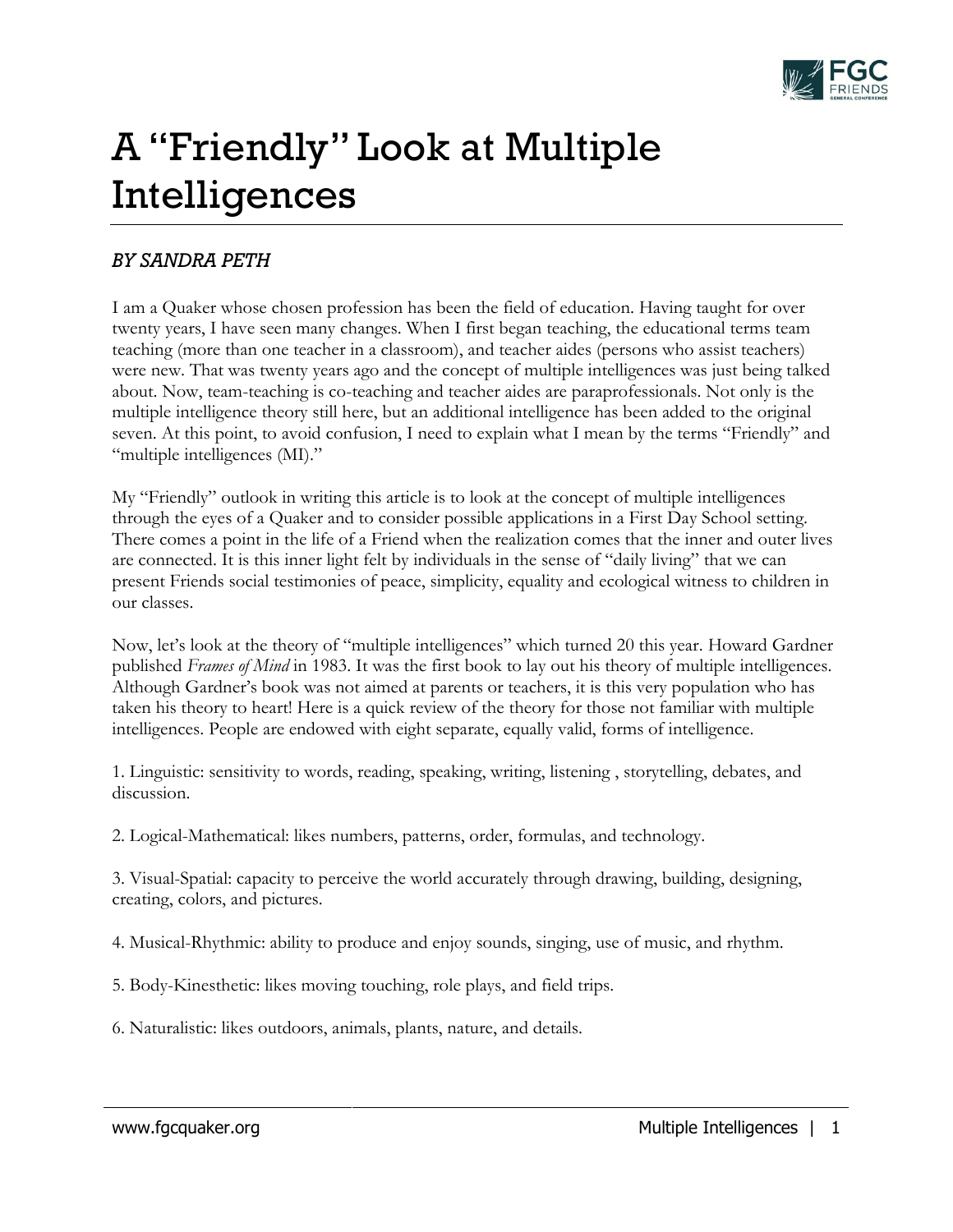# A "Friendly" Look at Multiple Intelligences

*BY SANDRA PETH*

I am a Quaker whose chosen profession has been the field of education. Having taught for over twenty years, I have seen many changes. When I first began teaching, the educational terms team teaching (more than one teacher in a classroom), and teacher aides (persons who assist teachers) were new. That was twenty years ago and the concept of multiple intelligences was just being talked about. Now, team-teaching is co-teaching and teacher aides are paraprofessionals. Not only is the multiple intelligence theory still here, but an additional intelligence has been added to the original seven. At this point, to avoid confusion, I need to explain what I mean by the terms "Friendly" and "multiple intelligences (MI)."

My "Friendly" outlook in writing this article is to look at the concept of multiple intelligences through the eyes of a Quaker and to consider possible applications in a First Day School setting. There comes a point in the life of a Friend when the realization comes that the inner and outer lives are connected. It is this inner light felt by individuals in the sense of "daily living" that we can present Friends social testimonies of peace, simplicity, equality and ecological witness to children in our classes.

Now, let's look at the theory of "multiple intelligences" which turned 20 this year. Howard Gardner published *Frames of Mind* in 1983. It was the first book to lay out his theory of multiple intelligences. Although Gardner's book was not aimed at parents or teachers, it is this very population who has taken his theory to heart! Here is a quick review of the theory for those not familiar with multiple intelligences. People are endowed with eight separate, equally valid, forms of intelligence.

1. Linguistic: sensitivity to words, reading, speaking, writing, listening , storytelling, debates, and discussion.

2. Logical-Mathematical: likes numbers, patterns, order, formulas, and technology.

3. Visual-Spatial: capacity to perceive the world accurately through drawing, building, designing, creating, colors, and pictures.

4. Musical-Rhythmic: ability to produce and enjoy sounds, singing, use of music, and rhythm.

5. Body-Kinesthetic: likes moving touching, role plays, and field trips.

6. Naturalistic: likes outdoors, animals, plants, nature, and details.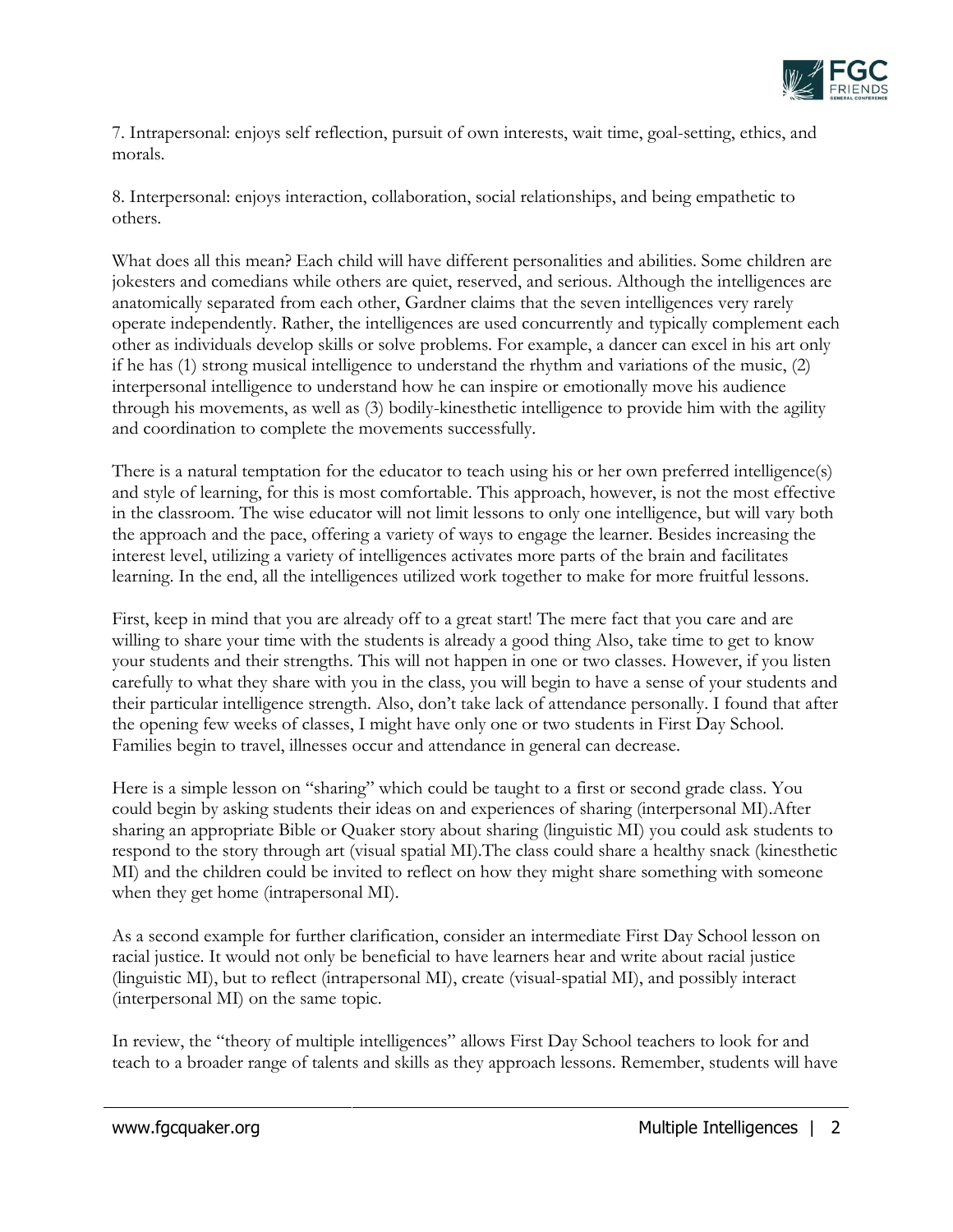7. Intrapersonal: enjoys self reflection, pursuit of own interests, wait time, goal-setting, ethics, and morals.

8. Interpersonal: enjoys interaction, collaboration, social relationships, and being empathetic to others.

What does all this mean? Each child will have different personalities and abilities. Some children are jokesters and comedians while others are quiet, reserved, and serious. Although the intelligences are anatomically separated from each other, Gardner claims that the seven intelligences very rarely operate independently. Rather, the intelligences are used concurrently and typically complement each other as individuals develop skills or solve problems. For example, a dancer can excel in his art only if he has (1) strong musical intelligence to understand the rhythm and variations of the music, (2) interpersonal intelligence to understand how he can inspire or emotionally move his audience through his movements, as well as (3) bodily-kinesthetic intelligence to provide him with the agility and coordination to complete the movements successfully.

There is a natural temptation for the educator to teach using his or her own preferred intelligence(s) and style of learning, for this is most comfortable. This approach, however, is not the most effective in the classroom. The wise educator will not limit lessons to only one intelligence, but will vary both the approach and the pace, offering a variety of ways to engage the learner. Besides increasing the interest level, utilizing a variety of intelligences activates more parts of the brain and facilitates learning. In the end, all the intelligences utilized work together to make for more fruitful lessons.

First, keep in mind that you are already off to a great start! The mere fact that you care and are willing to share your time with the students is already a good thing Also, take time to get to know your students and their strengths. This will not happen in one or two classes. However, if you listen carefully to what they share with you in the class, you will begin to have a sense of your students and their particular intelligence strength. Also, don't take lack of attendance personally. I found that after the opening few weeks of classes, I might have only one or two students in First Day School. Families begin to travel, illnesses occur and attendance in general can decrease.

Here is a simple lesson on "sharing" which could be taught to a first or second grade class. You could begin by asking students their ideas on and experiences of sharing (interpersonal MI).After sharing an appropriate Bible or Quaker story about sharing (linguistic MI) you could ask students to respond to the story through art (visual spatial MI).The class could share a healthy snack (kinesthetic MI) and the children could be invited to reflect on how they might share something with someone when they get home (intrapersonal MI).

As a second example for further clarification, consider an intermediate First Day School lesson on racial justice. It would not only be beneficial to have learners hear and write about racial justice (linguistic MI), but to reflect (intrapersonal MI), create (visual-spatial MI), and possibly interact (interpersonal MI) on the same topic.

In review, the "theory of multiple intelligences" allows First Day School teachers to look for and teach to a broader range of talents and skills as they approach lessons. Remember, students will have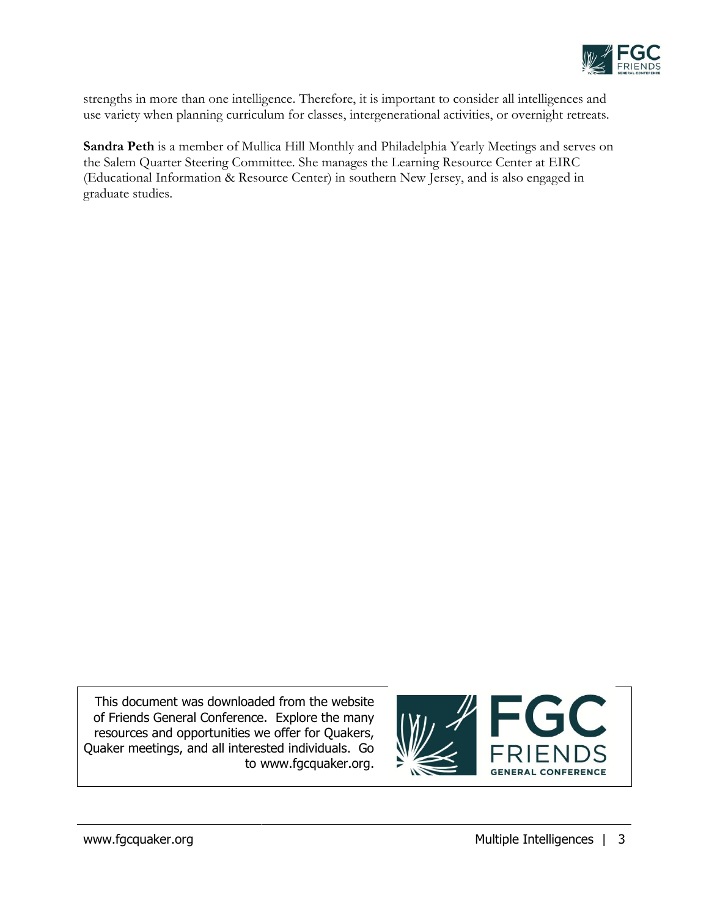strengths in more than one intelligence. Therefore, it is important to consider all intelligences and use variety when planning curriculum for classes, intergenerational activities, or overnight retreats.

**Sandra Peth** is a member of Mullica Hill Monthly and Philadelphia Yearly Meetings and serves on the Salem Quarter Steering Committee. She manages the Learning Resource Center at EIRC (Educational Information & Resource Center) in southern New Jersey, and is also engaged in graduate studies.

This document was downloaded from the website of Friends General Conference. Explore the many resources and opportunities we offer for Quakers, Quaker meetings, and all interested individuals. Go to www.fgcquaker.org.